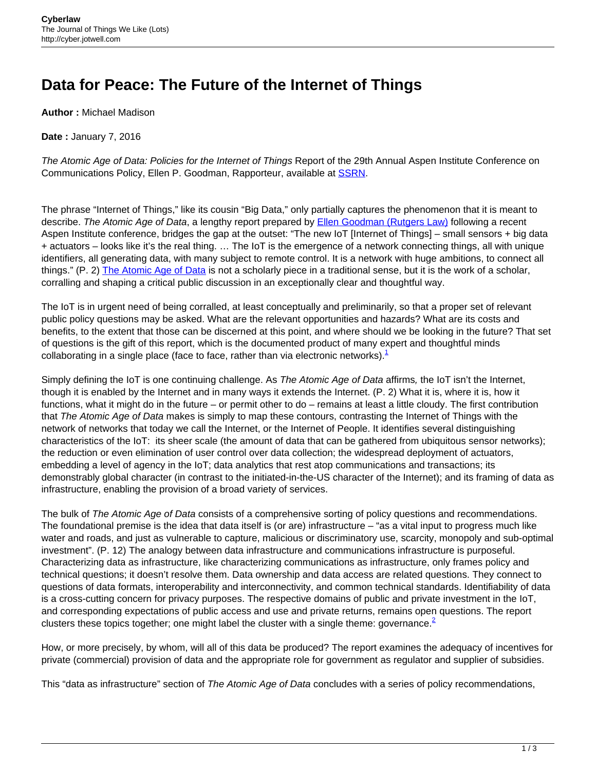# Data for Peace: The Future of the Internet of Things

**Author :** Michael Madison

**Date :** January 7, 2016

*The Atomic Age of Data: Policies for the Internet of Things* Report of the 29th Annual Aspen Institute Conference on Communications Policy, Ellen P. Goodman, Rapporteur, available at SSRN.

The phrase "Internet of Things," like its cousin "Big Data," only partially captures the phenomenon that it is meant to describe. *The Atomic Age of Data*, a lengthy report prepared by Ellen Goodman (Rutgers Law) following a recent Aspen Institute conference, bridges the gap at the outset: "The new IoT [Internet of Things] – small sensors + big data + actuators – looks like it's the real thing. … The IoT is the emergence of a network connecting things, all with unique identifiers, all generating data, with many subject to remote control. It is a network with huge ambitions, to connect all things." (P. 2) The Atomic Age of Data is not a scholarly piece in a traditional sense, but it is the work of a scholar, corralling and shaping a critical public discussion in an exceptionally clear and thoughtful way.

The IoT is in urgent need of being corralled, at least conceptually and preliminarily, so that a proper set of relevant public policy questions may be asked. What are the relevant opportunities and hazards? What are its costs and benefits, to the extent that those can be discerned at this point, and where should we be looking in the future? That set of questions is the gift of this report, which is the documented product of many expert and thoughtful minds collaborating in a single place (face to face, rather than via electronic networks).[1]

Simply defining the IoT is one continuing challenge. As *The Atomic Age of Data* affirms*,* the IoT isn't the Internet, though it is enabled by the Internet and in many ways it extends the Internet. (P. 2) What it is, where it is, how it functions, what it might do in the future – or permit other to do – remains at least a little cloudy. The first contribution that *The Atomic Age of Data* makes is simply to map these contours, contrasting the Internet of Things with the network of networks that today we call the Internet, or the Internet of People. It identifies several distinguishing characteristics of the IoT: its sheer scale (the amount of data that can be gathered from ubiquitous sensor networks); the reduction or even elimination of user control over data collection; the widespread deployment of actuators, embedding a level of agency in the IoT; data analytics that rest atop communications and transactions; its demonstrably global character (in contrast to the initiated-in-the-US character of the Internet); and its framing of data as infrastructure, enabling the provision of a broad variety of services.

The bulk of *The Atomic Age of Data* consists of a comprehensive sorting of policy questions and recommendations. The foundational premise is the idea that data itself is (or are) infrastructure – "as a vital input to progress much like water and roads, and just as vulnerable to capture, malicious or discriminatory use, scarcity, monopoly and sub-optimal investment". (P. 12) The analogy between data infrastructure and communications infrastructure is purposeful. Characterizing data as infrastructure, like characterizing communications as infrastructure, only frames policy and technical questions; it doesn't resolve them. Data ownership and data access are related questions. They connect to questions of data formats, interoperability and interconnectivity, and common technical standards. Identifiability of data is a cross-cutting concern for privacy purposes. The respective domains of public and private investment in the IoT, and corresponding expectations of public access and use and private returns, remains open questions. The report clusters these topics together; one might label the cluster with a single theme: governance.[2]

How, or more precisely, by whom, will all of this data be produced? The report examines the adequacy of incentives for private (commercial) provision of data and the appropriate role for government as regulator and supplier of subsidies.

This "data as infrastructure" section of *The Atomic Age of Data* concludes with a series of policy recommendations,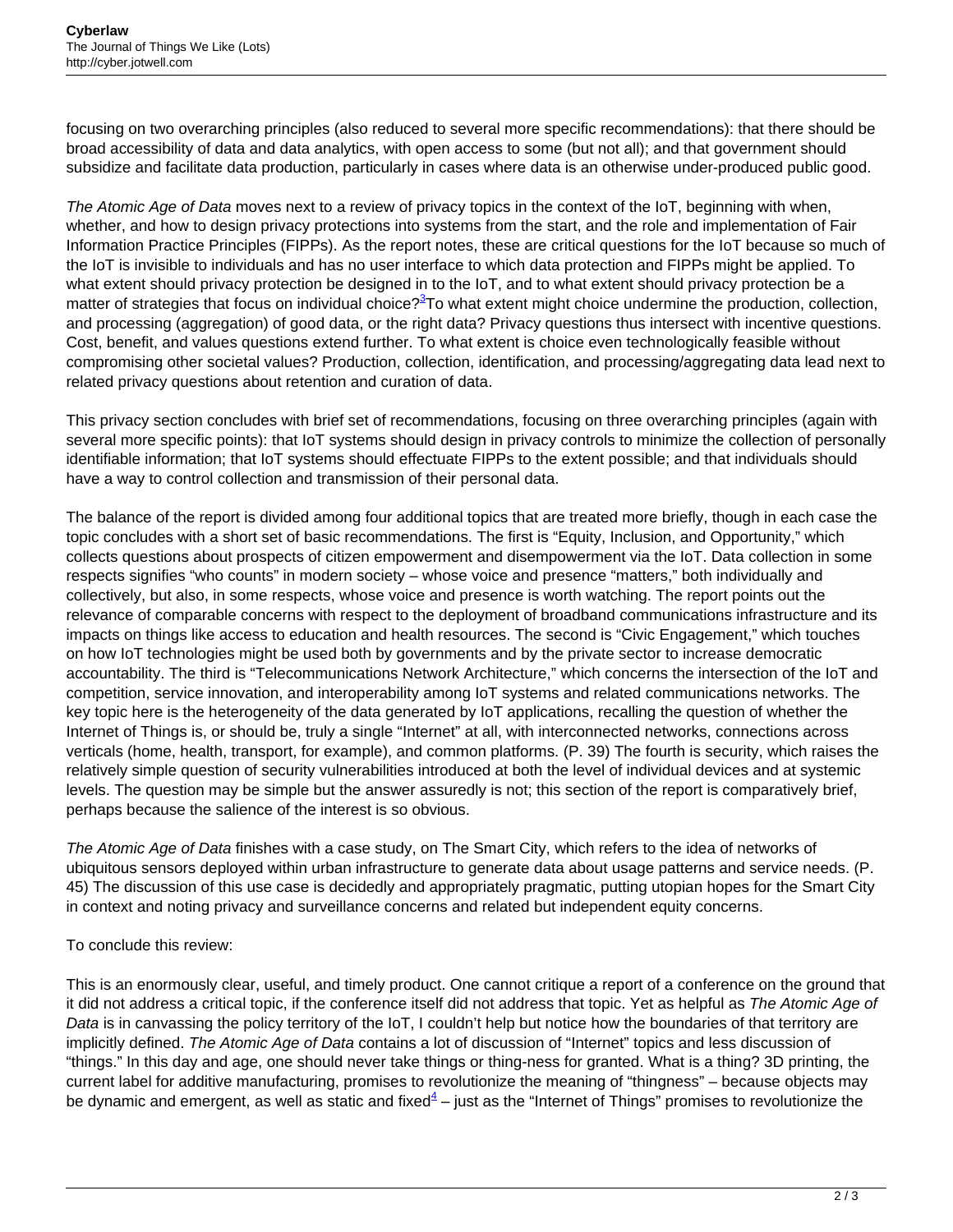focusing on two overarching principles (also reduced to several more specific recommendations): that there should be broad accessibility of data and data analytics, with open access to some (but not all); and that government should subsidize and facilitate data production, particularly in cases where data is an otherwise under-produced public good.

*The Atomic Age of Data* moves next to a review of privacy topics in the context of the IoT, beginning with when, whether, and how to design privacy protections into systems from the start, and the role and implementation of Fair Information Practice Principles (FIPPs). As the report notes, these are critical questions for the IoT because so much of the IoT is invisible to individuals and has no user interface to which data protection and FIPPs might be applied. To what extent should privacy protection be designed in to the IoT, and to what extent should privacy protection be a matter of strategies that focus on individual choice?[3] To what extent might choice undermine the production, collection, and processing (aggregation) of good data, or the right data? Privacy questions thus intersect with incentive questions. Cost, benefit, and values questions extend further. To what extent is choice even technologically feasible without compromising other societal values? Production, collection, identification, and processing/aggregating data lead next to related privacy questions about retention and curation of data.

This privacy section concludes with brief set of recommendations, focusing on three overarching principles (again with several more specific points): that IoT systems should design in privacy controls to minimize the collection of personally identifiable information; that IoT systems should effectuate FIPPs to the extent possible; and that individuals should have a way to control collection and transmission of their personal data.

The balance of the report is divided among four additional topics that are treated more briefly, though in each case the topic concludes with a short set of basic recommendations. The first is "Equity, Inclusion, and Opportunity," which collects questions about prospects of citizen empowerment and disempowerment via the IoT. Data collection in some respects signifies "who counts" in modern society – whose voice and presence "matters," both individually and collectively, but also, in some respects, whose voice and presence is worth watching. The report points out the relevance of comparable concerns with respect to the deployment of broadband communications infrastructure and its impacts on things like access to education and health resources. The second is "Civic Engagement," which touches on how IoT technologies might be used both by governments and by the private sector to increase democratic accountability. The third is "Telecommunications Network Architecture," which concerns the intersection of the IoT and competition, service innovation, and interoperability among IoT systems and related communications networks. The key topic here is the heterogeneity of the data generated by IoT applications, recalling the question of whether the Internet of Things is, or should be, truly a single "Internet" at all, with interconnected networks, connections across verticals (home, health, transport, for example), and common platforms. (P. 39) The fourth is security, which raises the relatively simple question of security vulnerabilities introduced at both the level of individual devices and at systemic levels. The question may be simple but the answer assuredly is not; this section of the report is comparatively brief, perhaps because the salience of the interest is so obvious.

*The Atomic Age of Data* finishes with a case study, on The Smart City, which refers to the idea of networks of ubiquitous sensors deployed within urban infrastructure to generate data about usage patterns and service needs. (P. 45) The discussion of this use case is decidedly and appropriately pragmatic, putting utopian hopes for the Smart City in context and noting privacy and surveillance concerns and related but independent equity concerns.

To conclude this review:

This is an enormously clear, useful, and timely product. One cannot critique a report of a conference on the ground that it did not address a critical topic, if the conference itself did not address that topic. Yet as helpful as *The Atomic Age of Data* is in canvassing the policy territory of the IoT, I couldn't help but notice how the boundaries of that territory are implicitly defined. *The Atomic Age of Data* contains a lot of discussion of "Internet" topics and less discussion of "things." In this day and age, one should never take things or thing-ness for granted. What is a thing? 3D printing, the current label for additive manufacturing, promises to revolutionize the meaning of "thingness" – because objects may be dynamic and emergent, as well as static and fixed[4] – just as the "Internet of Things" promises to revolutionize the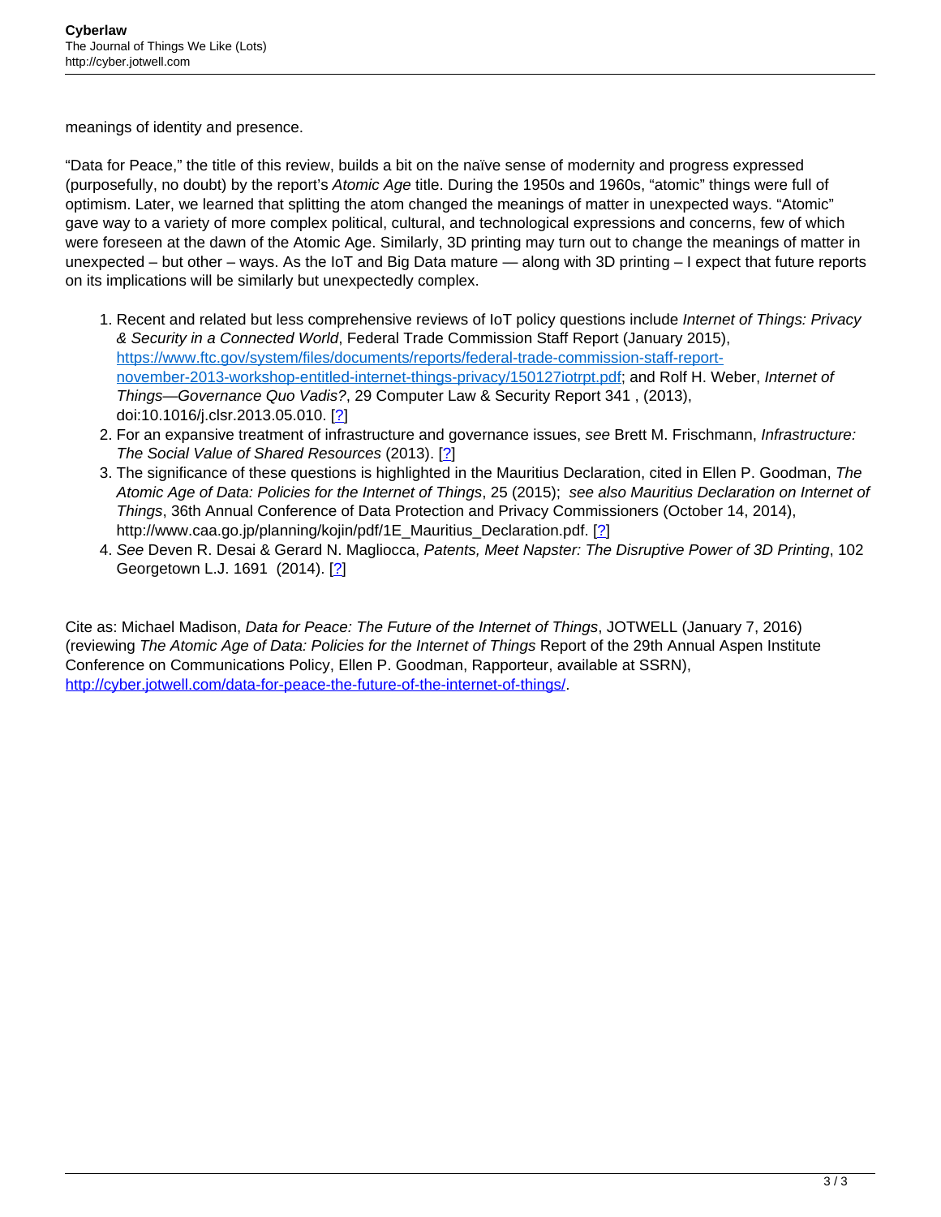meanings of identity and presence.

"Data for Peace," the title of this review, builds a bit on the naïve sense of modernity and progress expressed (purposefully, no doubt) by the report's *Atomic Age* title. During the 1950s and 1960s, "atomic" things were full of optimism. Later, we learned that splitting the atom changed the meanings of matter in unexpected ways. "Atomic" gave way to a variety of more complex political, cultural, and technological expressions and concerns, few of which were foreseen at the dawn of the Atomic Age. Similarly, 3D printing may turn out to change the meanings of matter in unexpected – but other – ways. As the IoT and Big Data mature — along with 3D printing – I expect that future reports on its implications will be similarly but unexpectedly complex.

1. Recent and related but less comprehensive reviews of IoT policy questions include *Internet of Things: Privacy & Security in a Connected World*, Federal Trade Commission Staff Report (January 2015), https://www.ftc.gov/system/files/documents/reports/federal-trade-commission-staff-report-november-2013-workshop-entitled-internet-things-privacy/150127iotrpt.pdf; and Rolf H. Weber, *Internet of Things—Governance Quo Vadis?*, 29 Computer Law & Security Report 341 , (2013), doi:10.1016/j.clsr.2013.05.010. [?]
2. For an expansive treatment of infrastructure and governance issues, *see* Brett M. Frischmann, *Infrastructure: The Social Value of Shared Resources* (2013). [?]
3. The significance of these questions is highlighted in the Mauritius Declaration, cited in Ellen P. Goodman, *The Atomic Age of Data: Policies for the Internet of Things*, 25 (2015); *see also Mauritius Declaration on Internet of Things*, 36th Annual Conference of Data Protection and Privacy Commissioners (October 14, 2014), http://www.caa.go.jp/planning/kojin/pdf/1E_Mauritius_Declaration.pdf. [?]
4. *See* Deven R. Desai & Gerard N. Magliocca, *Patents, Meet Napster: The Disruptive Power of 3D Printing*, 102 Georgetown L.J. 1691 (2014). [?]

Cite as: Michael Madison, *Data for Peace: The Future of the Internet of Things*, JOTWELL (January 7, 2016) (reviewing *The Atomic Age of Data: Policies for the Internet of Things* Report of the 29th Annual Aspen Institute Conference on Communications Policy, Ellen P. Goodman, Rapporteur, available at SSRN), http://cyber.jotwell.com/data-for-peace-the-future-of-the-internet-of-things/.